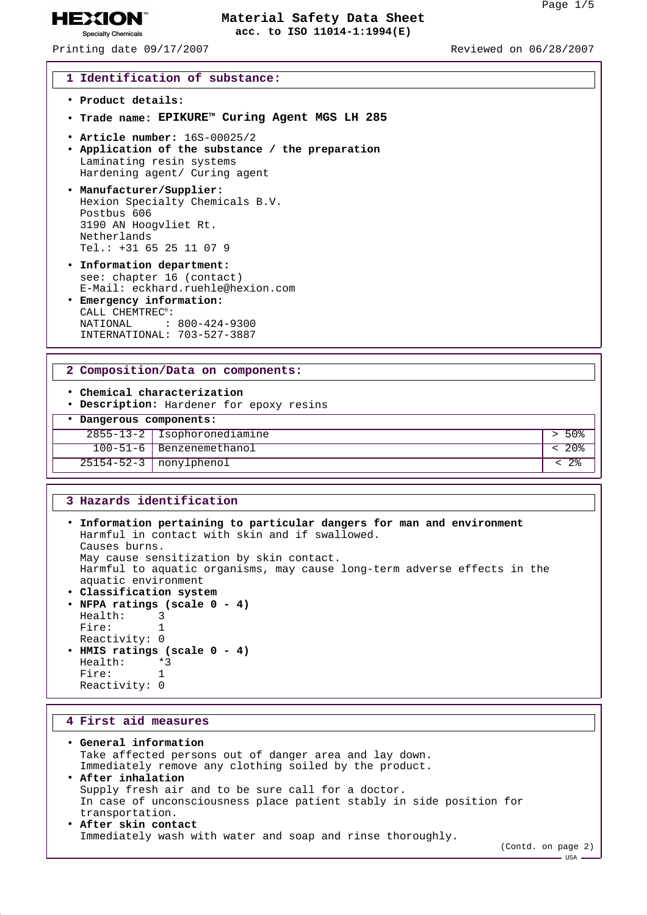Hexion Specialty Chemicals

# Material Safety Data Sheet
acc. to ISO 11014-1:1994(E)

Printing date 09/17/2007 Reviewed on 06/28/2007

## 1 Identification of substance:

- **Product details:**
- **Trade name: EPIKURE™ Curing Agent MGS LH 285**
- **Article number:** 16S-00025/2
- **Application of the substance / the preparation**
  Laminating resin systems
  Hardening agent/ Curing agent
- **Manufacturer/Supplier:**
  Hexion Specialty Chemicals B.V.
  Postbus 606
  3190 AN Hoogvliet Rt.
  Netherlands
  Tel.: +31 65 25 11 07 9
- **Information department:**
  see: chapter 16 (contact)
  E-Mail: eckhard.ruehle@hexion.com
- **Emergency information:**
  CALL CHEMTREC®:
  NATIONAL : 800-424-9300
  INTERNATIONAL: 703-527-3887

## 2 Composition/Data on components:

- **Chemical characterization**
- **Description:** Hardener for epoxy resins
- **Dangerous components:**

| CAS | Component | Content |
|---|---|---|
| 2855-13-2 | Isophoronediamine | > 50% |
| 100-51-6 | Benzenemethanol | < 20% |
| 25154-52-3 | nonylphenol | < 2% |

## 3 Hazards identification

- **Information pertaining to particular dangers for man and environment**
  Harmful in contact with skin and if swallowed.
  Causes burns.
  May cause sensitization by skin contact.
  Harmful to aquatic organisms, may cause long-term adverse effects in the aquatic environment
- **Classification system**
- **NFPA ratings (scale 0 - 4)**
  Health: 3
  Fire: 1
  Reactivity: 0
- **HMIS ratings (scale 0 - 4)**
  Health: *3
  Fire: 1
  Reactivity: 0

## 4 First aid measures

- **General information**
  Take affected persons out of danger area and lay down.
  Immediately remove any clothing soiled by the product.
- **After inhalation**
  Supply fresh air and to be sure call for a doctor.
  In case of unconsciousness place patient stably in side position for transportation.
- **After skin contact**
  Immediately wash with water and soap and rinse thoroughly.

(Contd. on page 2)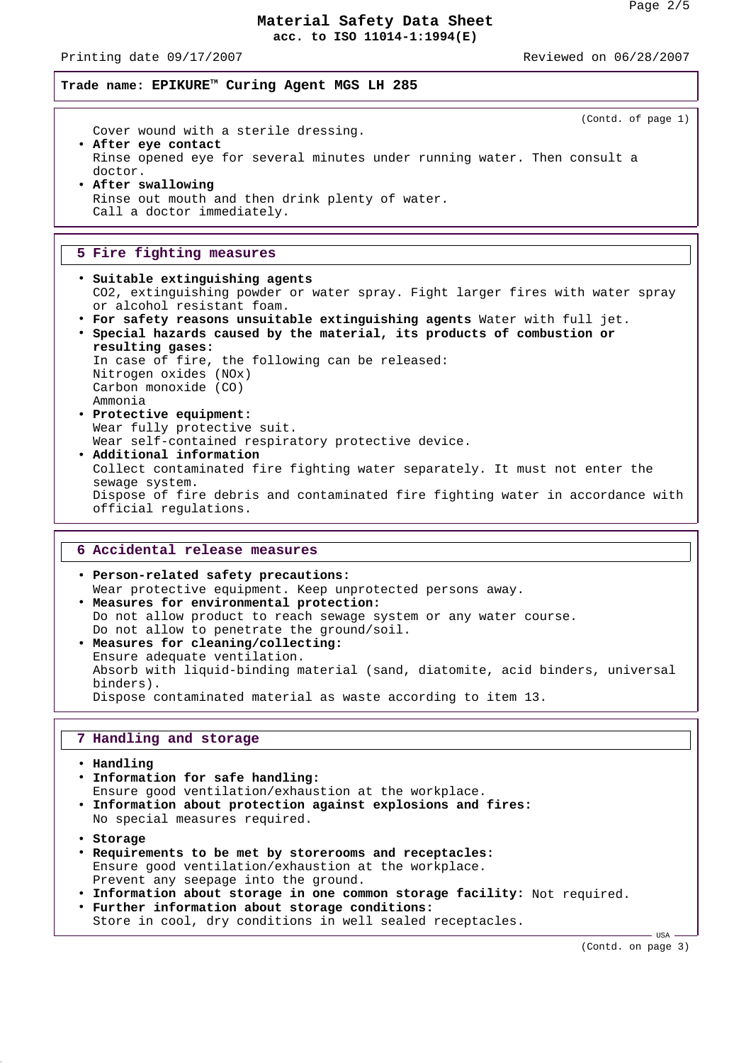**Material Safety Data Sheet**
**acc. to ISO 11014-1:1994(E)**

Printing date 09/17/2007 Reviewed on 06/28/2007

**Trade name: EPIKURE™ Curing Agent MGS LH 285**

(Contd. of page 1)

Cover wound with a sterile dressing.

- **After eye contact**
  Rinse opened eye for several minutes under running water. Then consult a doctor.
- **After swallowing**
  Rinse out mouth and then drink plenty of water.
  Call a doctor immediately.

## 5 Fire fighting measures

- **Suitable extinguishing agents**
  $CO_2$, extinguishing powder or water spray. Fight larger fires with water spray or alcohol resistant foam.
- **For safety reasons unsuitable extinguishing agents** Water with full jet.
- **Special hazards caused by the material, its products of combustion or resulting gases:**
  In case of fire, the following can be released:
  Nitrogen oxides ($NO_x$)
  Carbon monoxide (CO)
  Ammonia
- **Protective equipment:**
  Wear fully protective suit.
  Wear self-contained respiratory protective device.
- **Additional information**
  Collect contaminated fire fighting water separately. It must not enter the sewage system.
  Dispose of fire debris and contaminated fire fighting water in accordance with official regulations.

## 6 Accidental release measures

- **Person-related safety precautions:**
  Wear protective equipment. Keep unprotected persons away.
- **Measures for environmental protection:**
  Do not allow product to reach sewage system or any water course.
  Do not allow to penetrate the ground/soil.
- **Measures for cleaning/collecting:**
  Ensure adequate ventilation.
  Absorb with liquid-binding material (sand, diatomite, acid binders, universal binders).
  Dispose contaminated material as waste according to item 13.

## 7 Handling and storage

- **Handling**
- **Information for safe handling:**
  Ensure good ventilation/exhaustion at the workplace.
- **Information about protection against explosions and fires:**
  No special measures required.

- **Storage**
- **Requirements to be met by storerooms and receptacles:**
  Ensure good ventilation/exhaustion at the workplace.
  Prevent any seepage into the ground.
- **Information about storage in one common storage facility:** Not required.
- **Further information about storage conditions:**
  Store in cool, dry conditions in well sealed receptacles.

USA

(Contd. on page 3)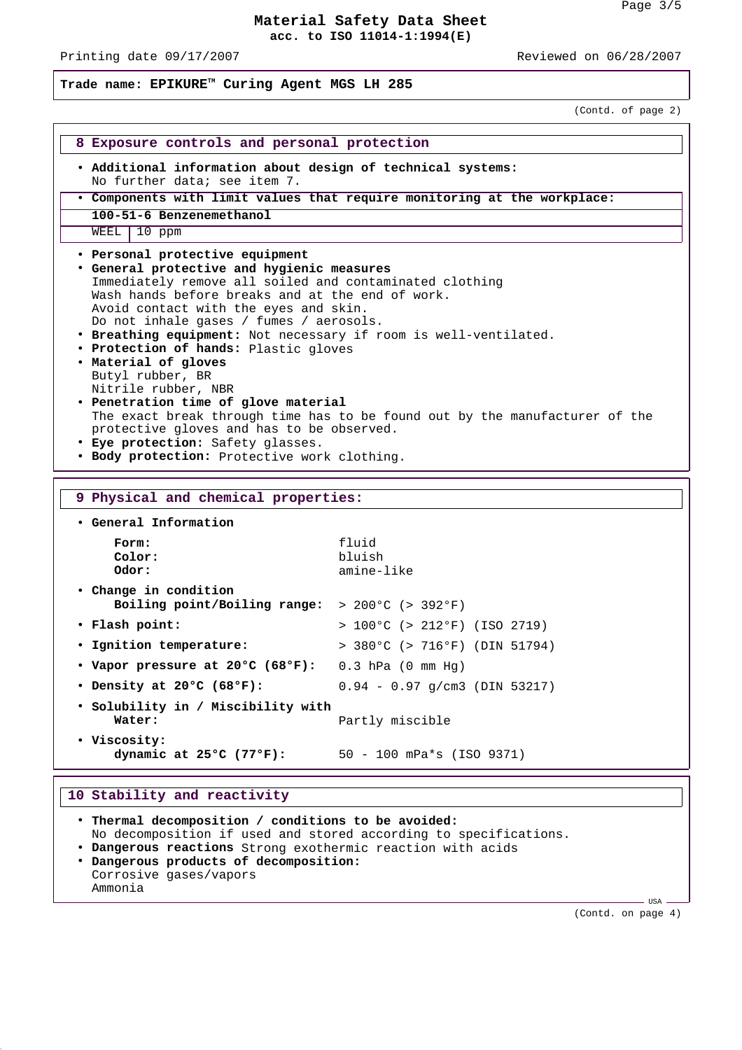# Material Safety Data Sheet

**acc. to ISO 11014-1:1994(E)**

Printing date 09/17/2007 Reviewed on 06/28/2007

**Trade name: EPIKURE™ Curing Agent MGS LH 285**

(Contd. of page 2)

## 8 Exposure controls and personal protection

- **Additional information about design of technical systems:**
  No further data; see item 7.
- **Components with limit values that require monitoring at the workplace:**

| 100-51-6 Benzenemethanol | |
|---|---|
| WEEL | 10 ppm |

- **Personal protective equipment**
- **General protective and hygienic measures**
  Immediately remove all soiled and contaminated clothing
  Wash hands before breaks and at the end of work.
  Avoid contact with the eyes and skin.
  Do not inhale gases / fumes / aerosols.
- **Breathing equipment:** Not necessary if room is well-ventilated.
- **Protection of hands:** Plastic gloves
- **Material of gloves**
  Butyl rubber, BR
  Nitrile rubber, NBR
- **Penetration time of glove material**
  The exact break through time has to be found out by the manufacturer of the protective gloves and has to be observed.
- **Eye protection:** Safety glasses.
- **Body protection:** Protective work clothing.

## 9 Physical and chemical properties:

- **General Information**

| | |
|---|---|
| **Form:** | fluid |
| **Color:** | bluish |
| **Odor:** | amine-like |

- **Change in condition**

| | |
|---|---|
| **Boiling point/Boiling range:** | > 200°C (> 392°F) |
| **• Flash point:** | > 100°C (> 212°F) (ISO 2719) |
| **• Ignition temperature:** | > 380°C (> 716°F) (DIN 51794) |
| **• Vapor pressure at 20°C (68°F):** | 0.3 hPa (0 mm Hg) |
| **• Density at 20°C (68°F):** | 0.94 - 0.97 g/cm3 (DIN 53217) |
| **• Solubility in / Miscibility with Water:** | Partly miscible |
| **• Viscosity: dynamic at 25°C (77°F):** | 50 - 100 mPa*s (ISO 9371) |

## 10 Stability and reactivity

- **Thermal decomposition / conditions to be avoided:**
  No decomposition if used and stored according to specifications.
- **Dangerous reactions** Strong exothermic reaction with acids
- **Dangerous products of decomposition:**
  Corrosive gases/vapors
  Ammonia

(Contd. on page 4)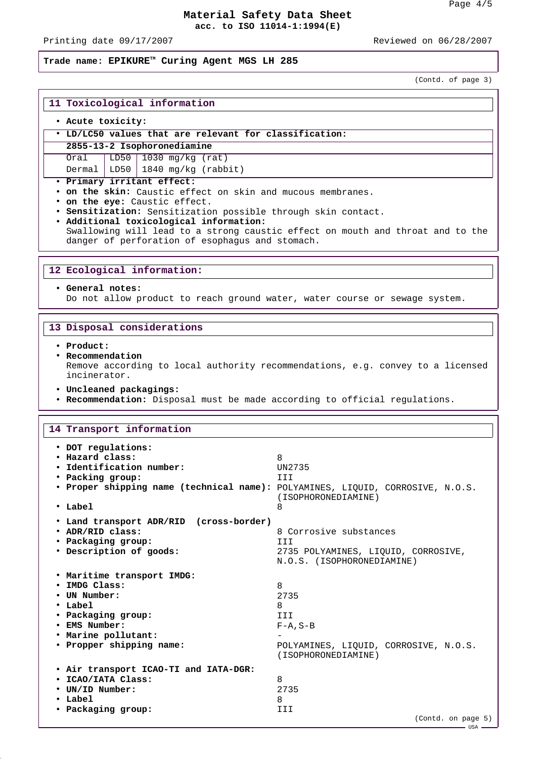**Trade name: EPIKURE™ Curing Agent MGS LH 285**

(Contd. of page 3)

## 11 Toxicological information

- **Acute toxicity:**
- **LD/LC50 values that are relevant for classification:**

**2855-13-2 Isophoronediamine**

| | | |
|---|---|---|
| Oral | LD50 | 1030 mg/kg (rat) |
| Dermal | LD50 | 1840 mg/kg (rabbit) |

- **Primary irritant effect:**
- **on the skin:** Caustic effect on skin and mucous membranes.
- **on the eye:** Caustic effect.
- **Sensitization:** Sensitization possible through skin contact.
- **Additional toxicological information:**
  Swallowing will lead to a strong caustic effect on mouth and throat and to the danger of perforation of esophagus and stomach.

## 12 Ecological information:

- **General notes:**
  Do not allow product to reach ground water, water course or sewage system.

## 13 Disposal considerations

- **Product:**
- **Recommendation**
  Remove according to local authority recommendations, e.g. convey to a licensed incinerator.
- **Uncleaned packagings:**
- **Recommendation:** Disposal must be made according to official regulations.

## 14 Transport information

- **DOT regulations:**
- **Hazard class:** 8
- **Identification number:** UN2735
- **Packing group:** III
- **Proper shipping name (technical name):** POLYAMINES, LIQUID, CORROSIVE, N.O.S. (ISOPHORONEDIAMINE)
- **Label** 8

- **Land transport ADR/RID (cross-border)**
- **ADR/RID class:** 8 Corrosive substances
- **Packaging group:** III
- **Description of goods:** 2735 POLYAMINES, LIQUID, CORROSIVE, N.O.S. (ISOPHORONEDIAMINE)

- **Maritime transport IMDG:**
- **IMDG Class:** 8
- **UN Number:** 2735
- **Label** 8
- **Packaging group:** III
- **EMS Number:** F-A,S-B
- **Marine pollutant:** -
- **Propper shipping name:** POLYAMINES, LIQUID, CORROSIVE, N.O.S. (ISOPHORONEDIAMINE)

- **Air transport ICAO-TI and IATA-DGR:**
- **ICAO/IATA Class:** 8
- **UN/ID Number:** 2735
- **Label** 8
- **Packaging group:** III

(Contd. on page 5)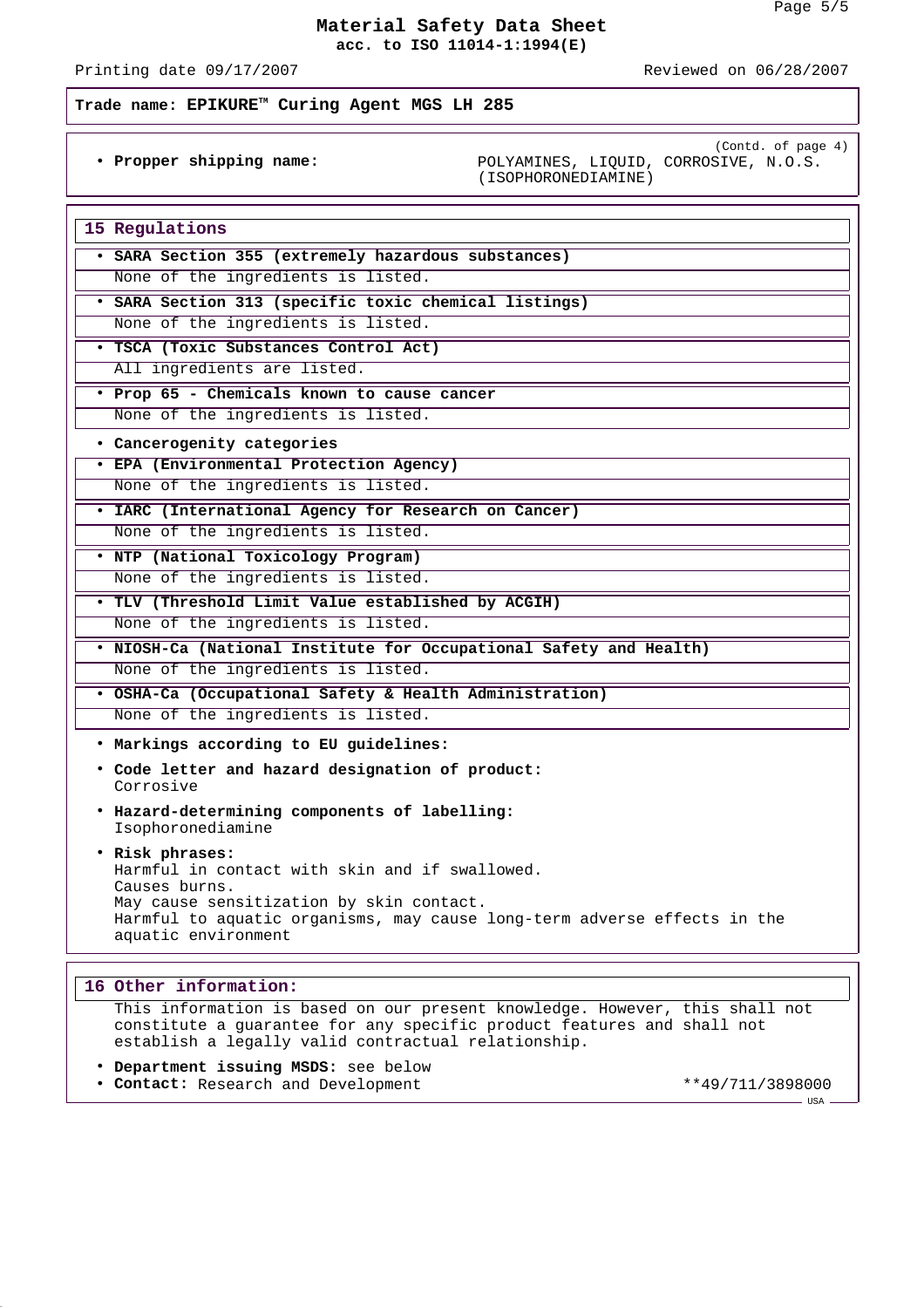Trade name: **EPIKURE™ Curing Agent MGS LH 285**

(Contd. of page 4)

- **Propper shipping name:** POLYAMINES, LIQUID, CORROSIVE, N.O.S. (ISOPHORONEDIAMINE)

## 15 Regulations

- **SARA Section 355 (extremely hazardous substances)**
  None of the ingredients is listed.
- **SARA Section 313 (specific toxic chemical listings)**
  None of the ingredients is listed.
- **TSCA (Toxic Substances Control Act)**
  All ingredients are listed.
- **Prop 65 - Chemicals known to cause cancer**
  None of the ingredients is listed.
- **Cancerogenity categories**
- **EPA (Environmental Protection Agency)**
  None of the ingredients is listed.
- **IARC (International Agency for Research on Cancer)**
  None of the ingredients is listed.
- **NTP (National Toxicology Program)**
  None of the ingredients is listed.
- **TLV (Threshold Limit Value established by ACGIH)**
  None of the ingredients is listed.
- **NIOSH-Ca (National Institute for Occupational Safety and Health)**
  None of the ingredients is listed.
- **OSHA-Ca (Occupational Safety & Health Administration)**
  None of the ingredients is listed.
- **Markings according to EU guidelines:**
- **Code letter and hazard designation of product:**
  Corrosive
- **Hazard-determining components of labelling:**
  Isophoronediamine
- **Risk phrases:**
  Harmful in contact with skin and if swallowed.
  Causes burns.
  May cause sensitization by skin contact.
  Harmful to aquatic organisms, may cause long-term adverse effects in the aquatic environment

## 16 Other information:

This information is based on our present knowledge. However, this shall not constitute a guarantee for any specific product features and shall not establish a legally valid contractual relationship.

- **Department issuing MSDS:** see below
- **Contact:** Research and Development **49/711/3898000

USA